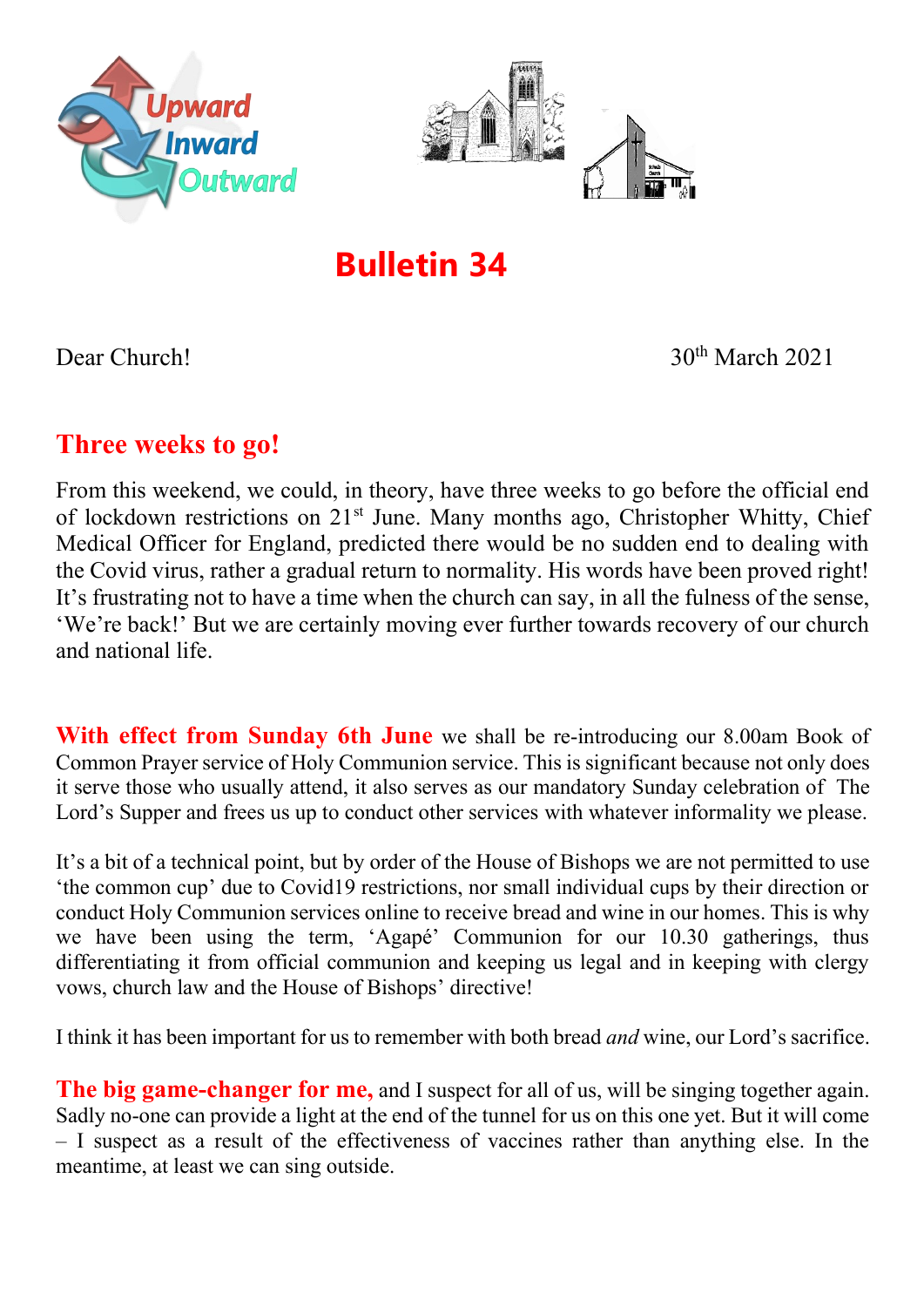# Bulletin 34

Dear Church!

30th March 2021

## Three weeks to go!

From this weekend, we could, in theory, have three weeks to go before the official end of lockdown restrictions on 21st June. Many months ago, Christopher Whitty, Chief Medical Officer for England, predicted there would be no sudden end to dealing with the Covid virus, rather a gradual return to normality. His words have been proved right! It's frustrating not to have a time when the church can say, in all the fulness of the sense, 'We're back!' But we are certainly moving ever further towards recovery of our church and national life.

**With effect from Sunday 6th June** we shall be re-introducing our 8.00am Book of Common Prayer service of Holy Communion service. This is significant because not only does it serve those who usually attend, it also serves as our mandatory Sunday celebration of The Lord's Supper and frees us up to conduct other services with whatever informality we please.

It's a bit of a technical point, but by order of the House of Bishops we are not permitted to use 'the common cup' due to Covid19 restrictions, nor small individual cups by their direction or conduct Holy Communion services online to receive bread and wine in our homes. This is why we have been using the term, 'Agapé' Communion for our 10.30 gatherings, thus differentiating it from official communion and keeping us legal and in keeping with clergy vows, church law and the House of Bishops' directive!

I think it has been important for us to remember with both bread *and* wine, our Lord's sacrifice.

**The big game-changer for me,** and I suspect for all of us, will be singing together again. Sadly no-one can provide a light at the end of the tunnel for us on this one yet. But it will come – I suspect as a result of the effectiveness of vaccines rather than anything else. In the meantime, at least we can sing outside.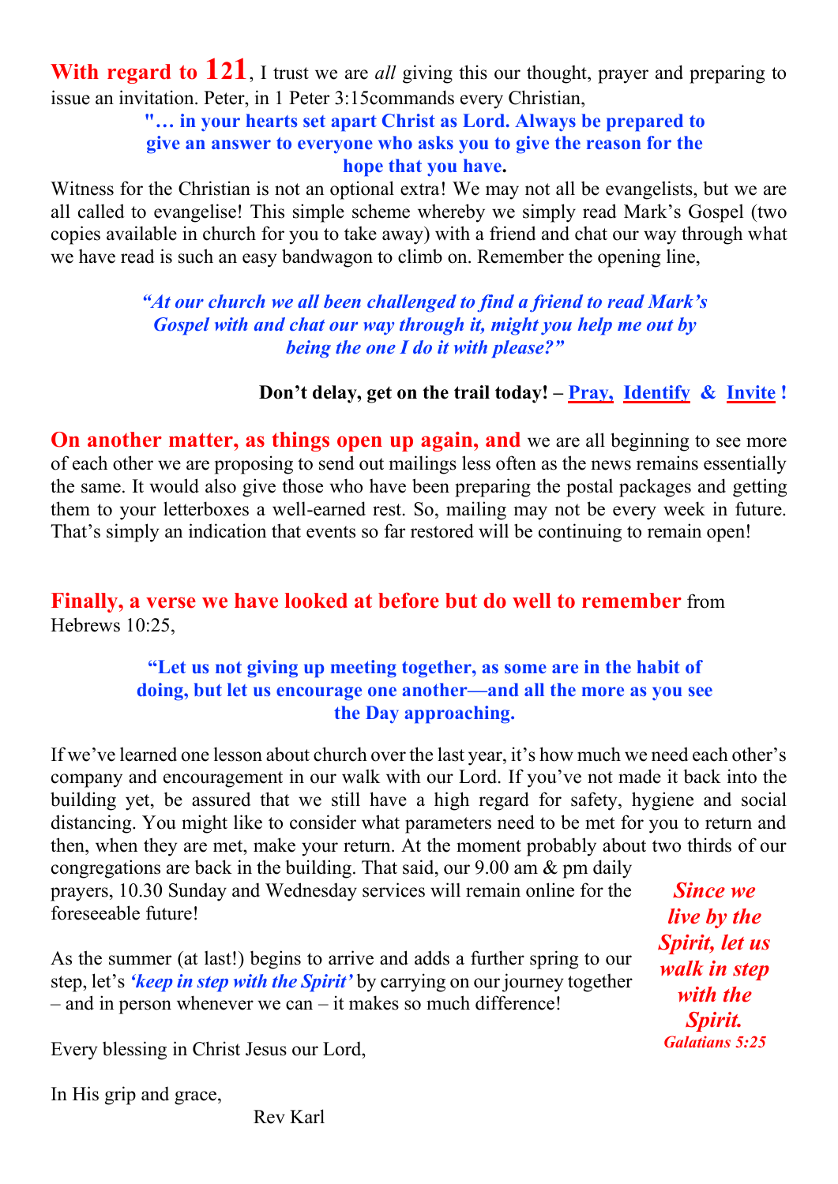**With regard to 121**, I trust we are *all* giving this our thought, prayer and preparing to issue an invitation. Peter, in 1 Peter 3:15commands every Christian,

> **"… in your hearts set apart Christ as Lord. Always be prepared to give an answer to everyone who asks you to give the reason for the hope that you have.**

Witness for the Christian is not an optional extra! We may not all be evangelists, but we are all called to evangelise! This simple scheme whereby we simply read Mark's Gospel (two copies available in church for you to take away) with a friend and chat our way through what we have read is such an easy bandwagon to climb on. Remember the opening line,

> ***"At our church we all been challenged to find a friend to read Mark's Gospel with and chat our way through it, might you help me out by being the one I do it with please?"***

**Don't delay, get on the trail today! – Pray, Identify & Invite !**

**On another matter, as things open up again, and** we are all beginning to see more of each other we are proposing to send out mailings less often as the news remains essentially the same. It would also give those who have been preparing the postal packages and getting them to your letterboxes a well-earned rest. So, mailing may not be every week in future. That's simply an indication that events so far restored will be continuing to remain open!

**Finally, a verse we have looked at before but do well to remember** from Hebrews 10:25,

> **"Let us not giving up meeting together, as some are in the habit of doing, but let us encourage one another—and all the more as you see the Day approaching.**

If we've learned one lesson about church over the last year, it's how much we need each other's company and encouragement in our walk with our Lord. If you've not made it back into the building yet, be assured that we still have a high regard for safety, hygiene and social distancing. You might like to consider what parameters need to be met for you to return and then, when they are met, make your return. At the moment probably about two thirds of our congregations are back in the building. That said, our 9.00 am & pm daily prayers, 10.30 Sunday and Wednesday services will remain online for the foreseeable future!

As the summer (at last!) begins to arrive and adds a further spring to our step, let's ***'keep in step with the Spirit'*** by carrying on our journey together – and in person whenever we can – it makes so much difference!

> ***Since we live by the Spirit, let us walk in step with the Spirit.***
> ***Galatians 5:25***

Every blessing in Christ Jesus our Lord,

In His grip and grace,

Rev Karl